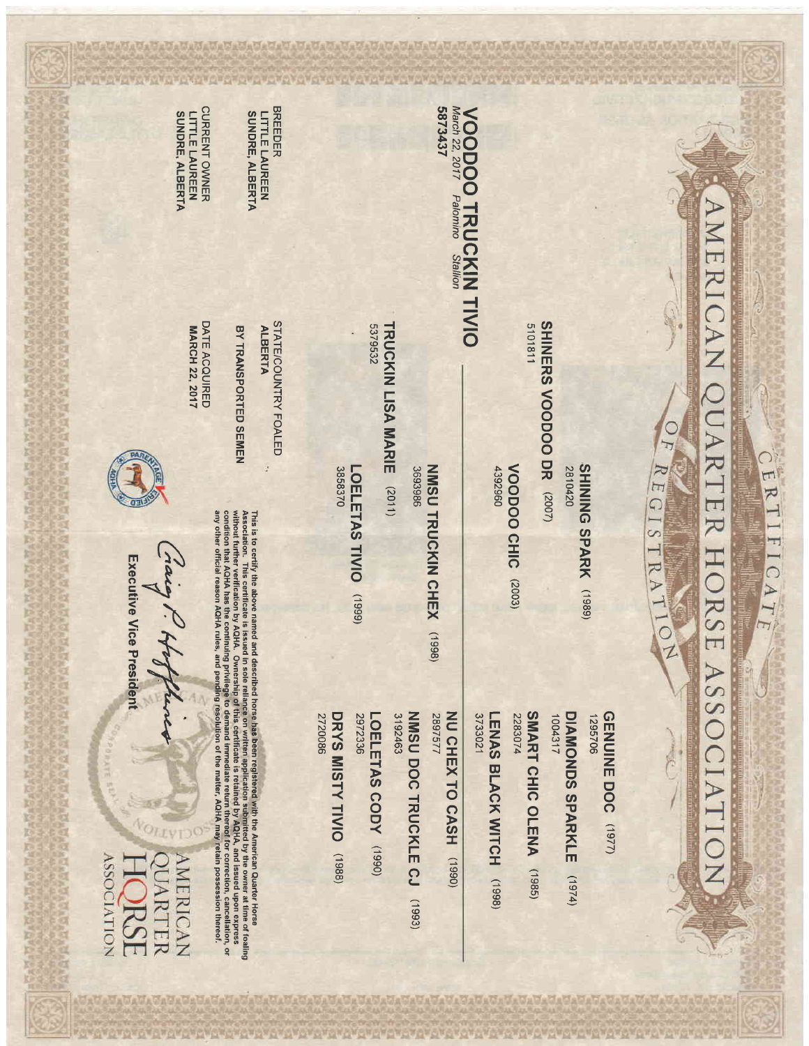# AMERICAN QUARTER HORSE ASSOCIATION

## CERTIFICATE OF REGISTRATION

**VOODOO TRUCKIN TIVIO**
*March 22, 2017 Palomino Stallion*
**5873437**

| | | |
|---|---|---|
| | | **GENUINE DOC** (1977) 1295706 |
| | **SHINING SPARK** (1989) 2810420 | |
| | | **DIAMONDS SPARKLE** (1974) 1004317 |
| **SHINERS VOODOO DR** (2007) 5101811 | | |
| | | **SMART CHIC OLENA** (1985) 2283074 |
| | **VOODOO CHIC** (2003) 4392960 | |
| | | **LENAS BLACK WITCH** (1998) 3733021 |
| | | **NU CHEX TO CASH** (1990) 2897577 |
| | **NMSU TRUCKIN CHEX** (1998) 3693986 | |
| | | **NMSU DOC TRUCKLE CJ** (1993) 3192463 |
| **TRUCKIN LISA MARIE** (2011) 5379532 | | |
| | | **LOELETAS CODY** (1990) 2972336 |
| | **LOELETAS TIVIO** (1999) 3858370 | |
| | | **DRYS MISTY TIVIO** (1988) 2720086 |

BREEDER
LITTLE LAUREEN
SUNDRE, ALBERTA

STATE/COUNTRY FOALED
ALBERTA

BY TRANSPORTED SEMEN

CURRENT OWNER
LITTLE LAUREEN
SUNDRE, ALBERTA

DATE ACQUIRED
MARCH 22, 2017

This is to certify the above named and described horse has been registered with the American Quarter Horse Association. This certificate is issued in sole reliance on written application submitted by the owner at time of foaling without further verification by AQHA. Ownership of this certificate is retained by AQHA, and issued upon express condition that AQHA has the continuing privilege to demand immediate return thereof for correction, cancellation, or any other official reason AQHA rules, and pending resolution of the matter, AQHA may retain possession thereof.

Executive Vice President

AMERICAN QUARTER HORSE ASSOCIATION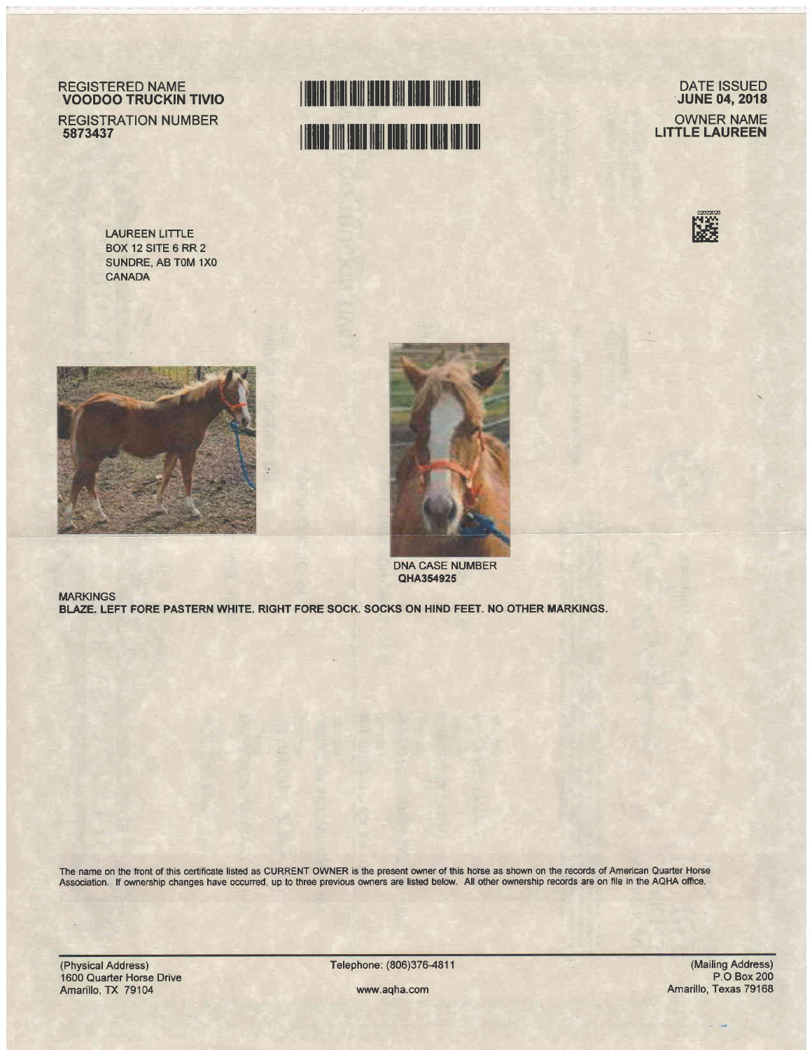REGISTERED NAME
**VOODOO TRUCKIN TIVIO**

REGISTRATION NUMBER
**5873437**

DATE ISSUED
**JUNE 04, 2018**

OWNER NAME
**LITTLE LAUREEN**

LAUREEN LITTLE
BOX 12 SITE 6 RR 2
SUNDRE, AB T0M 1X0
CANADA

DNA CASE NUMBER
**QHA354925**

MARKINGS
**BLAZE. LEFT FORE PASTERN WHITE. RIGHT FORE SOCK. SOCKS ON HIND FEET. NO OTHER MARKINGS.**

The name on the front of this certificate listed as CURRENT OWNER is the present owner of this horse as shown on the records of American Quarter Horse Association. If ownership changes have occurred, up to three previous owners are listed below. All other ownership records are on file in the AQHA office.

(Physical Address)
1600 Quarter Horse Drive
Amarillo, TX 79104

Telephone: (806)376-4811

www.aqha.com

(Mailing Address)
P.O Box 200
Amarillo, Texas 79168